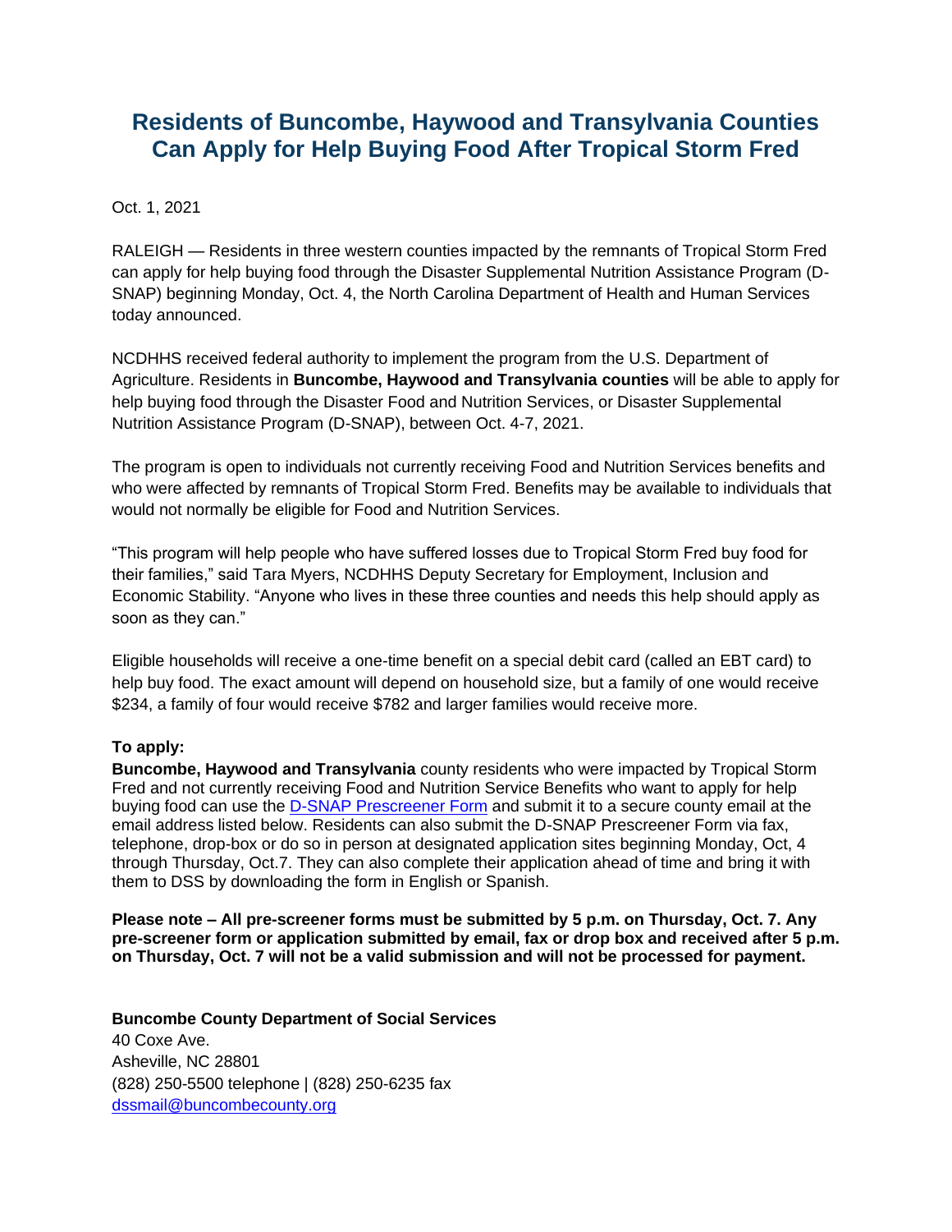# Residents of Buncombe, Haywood and Transylvania Counties Can Apply for Help Buying Food After Tropical Storm Fred

Oct. 1, 2021

RALEIGH — Residents in three western counties impacted by the remnants of Tropical Storm Fred can apply for help buying food through the Disaster Supplemental Nutrition Assistance Program (D-SNAP) beginning Monday, Oct. 4, the North Carolina Department of Health and Human Services today announced.

NCDHHS received federal authority to implement the program from the U.S. Department of Agriculture. Residents in **Buncombe, Haywood and Transylvania counties** will be able to apply for help buying food through the Disaster Food and Nutrition Services, or Disaster Supplemental Nutrition Assistance Program (D-SNAP), between Oct. 4-7, 2021.

The program is open to individuals not currently receiving Food and Nutrition Services benefits and who were affected by remnants of Tropical Storm Fred. Benefits may be available to individuals that would not normally be eligible for Food and Nutrition Services.

"This program will help people who have suffered losses due to Tropical Storm Fred buy food for their families," said Tara Myers, NCDHHS Deputy Secretary for Employment, Inclusion and Economic Stability. "Anyone who lives in these three counties and needs this help should apply as soon as they can."

Eligible households will receive a one-time benefit on a special debit card (called an EBT card) to help buy food. The exact amount will depend on household size, but a family of one would receive $234, a family of four would receive $782 and larger families would receive more.

**To apply:**

**Buncombe, Haywood and Transylvania** county residents who were impacted by Tropical Storm Fred and not currently receiving Food and Nutrition Service Benefits who want to apply for help buying food can use the [D-SNAP Prescreener Form]() and submit it to a secure county email at the email address listed below. Residents can also submit the D-SNAP Prescreener Form via fax, telephone, drop-box or do so in person at designated application sites beginning Monday, Oct, 4 through Thursday, Oct.7. They can also complete their application ahead of time and bring it with them to DSS by downloading the form in English or Spanish.

**Please note – All pre-screener forms must be submitted by 5 p.m. on Thursday, Oct. 7. Any pre-screener form or application submitted by email, fax or drop box and received after 5 p.m. on Thursday, Oct. 7 will not be a valid submission and will not be processed for payment.**

**Buncombe County Department of Social Services**
40 Coxe Ave.
Asheville, NC 28801
(828) 250-5500 telephone | (828) 250-6235 fax
[dssmail@buncombecounty.org](mailto:dssmail@buncombecounty.org)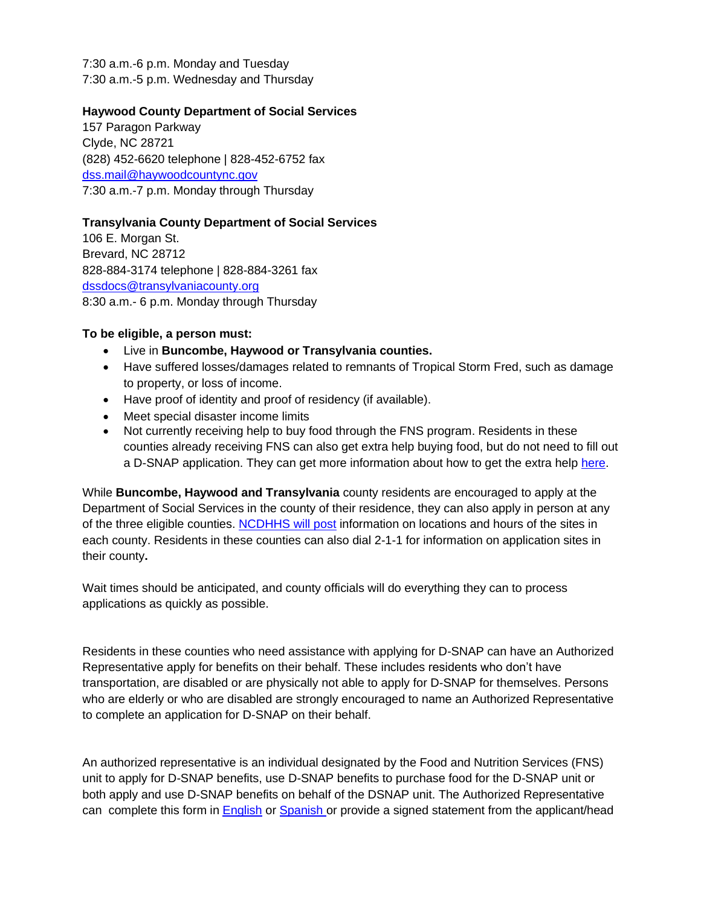7:30 a.m.-6 p.m. Monday and Tuesday
7:30 a.m.-5 p.m. Wednesday and Thursday

**Haywood County Department of Social Services**
157 Paragon Parkway
Clyde, NC 28721
(828) 452-6620 telephone | 828-452-6752 fax
[dss.mail@haywoodcountync.gov](mailto:dss.mail@haywoodcountync.gov)
7:30 a.m.-7 p.m. Monday through Thursday

**Transylvania County Department of Social Services**
106 E. Morgan St.
Brevard, NC 28712
828-884-3174 telephone | 828-884-3261 fax
[dssdocs@transylvaniacounty.org](mailto:dssdocs@transylvaniacounty.org)
8:30 a.m.- 6 p.m. Monday through Thursday

**To be eligible, a person must:**

- Live in **Buncombe, Haywood or Transylvania counties.**
- Have suffered losses/damages related to remnants of Tropical Storm Fred, such as damage to property, or loss of income.
- Have proof of identity and proof of residency (if available).
- Meet special disaster income limits
- Not currently receiving help to buy food through the FNS program. Residents in these counties already receiving FNS can also get extra help buying food, but do not need to fill out a D-SNAP application. They can get more information about how to get the extra help [here](#).

While **Buncombe, Haywood and Transylvania** county residents are encouraged to apply at the Department of Social Services in the county of their residence, they can also apply in person at any of the three eligible counties. [NCDHHS will post](#) information on locations and hours of the sites in each county. Residents in these counties can also dial 2-1-1 for information on application sites in their county**.**

Wait times should be anticipated, and county officials will do everything they can to process applications as quickly as possible.

Residents in these counties who need assistance with applying for D-SNAP can have an Authorized Representative apply for benefits on their behalf. These includes residents who don't have transportation, are disabled or are physically not able to apply for D-SNAP for themselves. Persons who are elderly or who are disabled are strongly encouraged to name an Authorized Representative to complete an application for D-SNAP on their behalf.

An authorized representative is an individual designated by the Food and Nutrition Services (FNS) unit to apply for D-SNAP benefits, use D-SNAP benefits to purchase food for the D-SNAP unit or both apply and use D-SNAP benefits on behalf of the DSNAP unit. The Authorized Representative can complete this form in [English](#) or [Spanish](#) or provide a signed statement from the applicant/head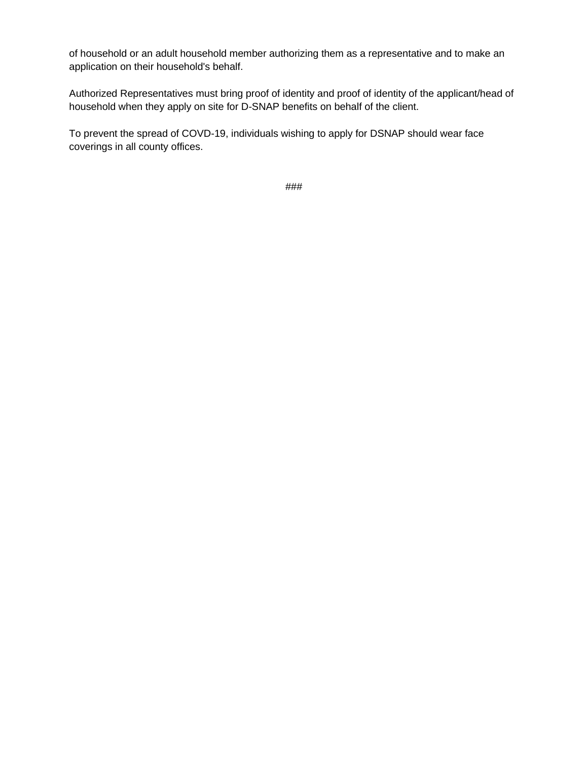of household or an adult household member authorizing them as a representative and to make an application on their household's behalf.

Authorized Representatives must bring proof of identity and proof of identity of the applicant/head of household when they apply on site for D-SNAP benefits on behalf of the client.

To prevent the spread of COVD-19, individuals wishing to apply for DSNAP should wear face coverings in all county offices.

###